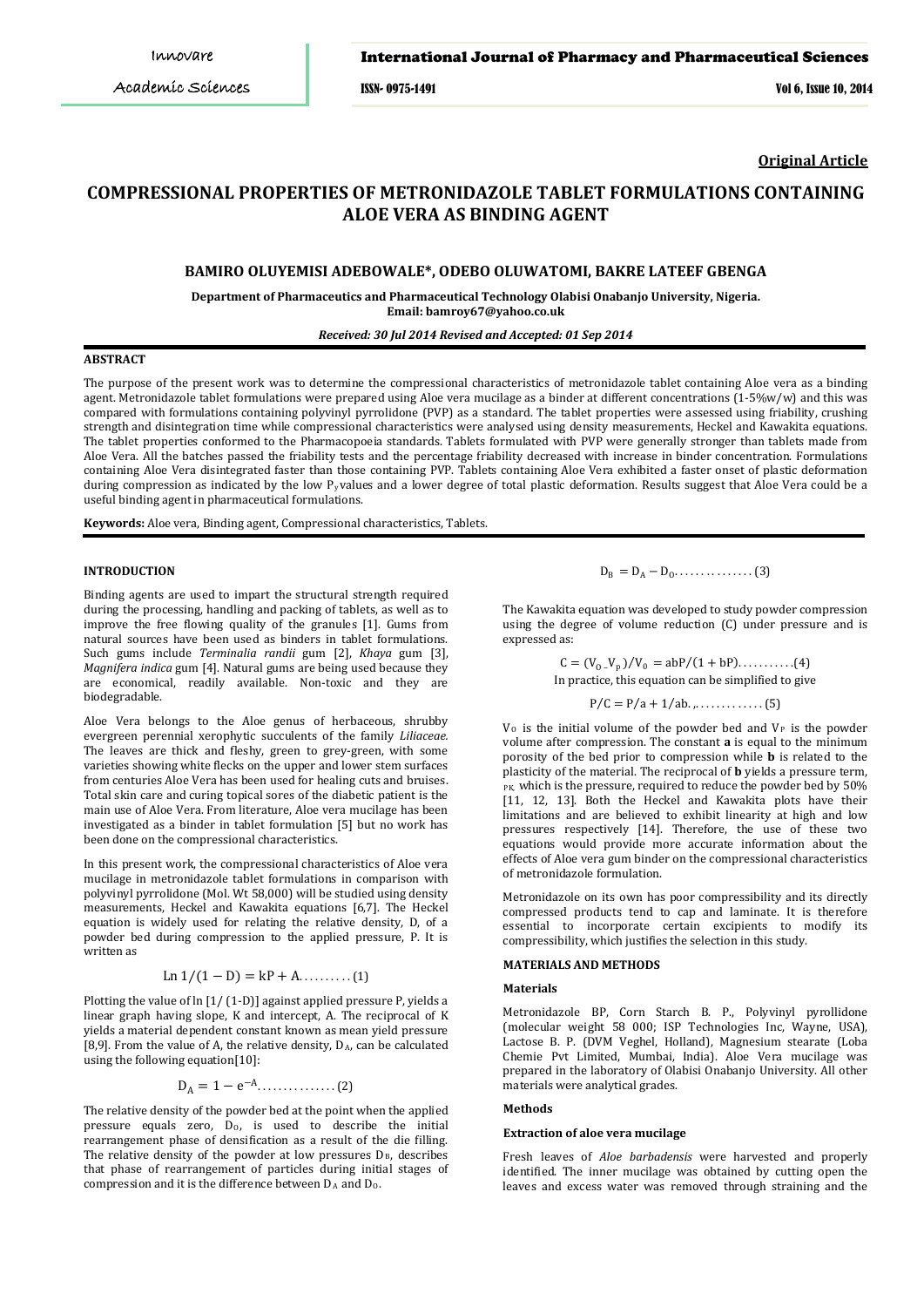**Original Article**

# COMPRESSIONAL PROPERTIES OF METRONIDAZOLE TABLET FORMULATIONS CONTAINING ALOE VERA AS BINDING AGENT

**BAMIRO OLUYEMISI ADEBOWALE*, ODEBO OLUWATOMI, BAKRE LATEEF GBENGA**

**Department of Pharmaceutics and Pharmaceutical Technology Olabisi Onabanjo University, Nigeria. Email: bamroy67@yahoo.co.uk**

***Received: 30 Jul 2014 Revised and Accepted: 01 Sep 2014***

## ABSTRACT

The purpose of the present work was to determine the compressional characteristics of metronidazole tablet containing Aloe vera as a binding agent. Metronidazole tablet formulations were prepared using Aloe vera mucilage as a binder at different concentrations (1-5%w/w) and this was compared with formulations containing polyvinyl pyrrolidone (PVP) as a standard. The tablet properties were assessed using friability, crushing strength and disintegration time while compressional characteristics were analysed using density measurements, Heckel and Kawakita equations. The tablet properties conformed to the Pharmacopoeia standards. Tablets formulated with PVP were generally stronger than tablets made from Aloe Vera. All the batches passed the friability tests and the percentage friability decreased with increase in binder concentration. Formulations containing Aloe Vera disintegrated faster than those containing PVP. Tablets containing Aloe Vera exhibited a faster onset of plastic deformation during compression as indicated by the low $P_y$ values and a lower degree of total plastic deformation. Results suggest that Aloe Vera could be a useful binding agent in pharmaceutical formulations.

**Keywords:** Aloe vera, Binding agent, Compressional characteristics, Tablets.

## INTRODUCTION

Binding agents are used to impart the structural strength required during the processing, handling and packing of tablets, as well as to improve the free flowing quality of the granules [1]. Gums from natural sources have been used as binders in tablet formulations. Such gums include *Terminalia randii* gum [2], *Khaya* gum [3], *Magnifera indica* gum [4]. Natural gums are being used because they are economical, readily available. Non-toxic and they are biodegradable.

Aloe Vera belongs to the Aloe genus of herbaceous, shrubby evergreen perennial xerophytic succulents of the family *Liliaceae.* The leaves are thick and fleshy, green to grey-green, with some varieties showing white flecks on the upper and lower stem surfaces from centuries Aloe Vera has been used for healing cuts and bruises. Total skin care and curing topical sores of the diabetic patient is the main use of Aloe Vera. From literature, Aloe vera mucilage has been investigated as a binder in tablet formulation [5] but no work has been done on the compressional characteristics.

In this present work, the compressional characteristics of Aloe vera mucilage in metronidazole tablet formulations in comparison with polyvinyl pyrrolidone (Mol. Wt 58,000) will be studied using density measurements, Heckel and Kawakita equations [6,7]. The Heckel equation is widely used for relating the relative density, D, of a powder bed during compression to the applied pressure, P. It is written as

$$\text{Ln } 1/(1-D) = kP + A \ldots\ldots\ldots (1)$$

Plotting the value of ln [1/ (1-D)] against applied pressure P, yields a linear graph having slope, K and intercept, A. The reciprocal of K yields a material dependent constant known as mean yield pressure [8,9]. From the value of A, the relative density, $D_A$, can be calculated using the following equation[10]:

$$D_A = 1 - e^{-A} \ldots\ldots\ldots\ldots\ldots (2)$$

The relative density of the powder bed at the point when the applied pressure equals zero, $D_0$, is used to describe the initial rearrangement phase of densification as a result of the die filling. The relative density of the powder at low pressures $D_B$, describes that phase of rearrangement of particles during initial stages of compression and it is the difference between $D_A$ and $D_0$.

$$D_B = D_A - D_0 \ldots\ldots\ldots\ldots\ldots (3)$$

The Kawakita equation was developed to study powder compression using the degree of volume reduction (C) under pressure and is expressed as:

$$C = (V_0 - V_p)/V_0 = abP/(1+bP) \ldots\ldots\ldots\ldots (4)$$

In practice, this equation can be simplified to give

$$P/C = P/a + 1/ab \ldots\ldots\ldots\ldots\ldots (5)$$

$V_0$ is the initial volume of the powder bed and $V_P$ is the powder volume after compression. The constant **a** is equal to the minimum porosity of the bed prior to compression while **b** is related to the plasticity of the material. The reciprocal of **b** yields a pressure term, $P_K$ which is the pressure, required to reduce the powder bed by 50% [11, 12, 13]. Both the Heckel and Kawakita plots have their limitations and are believed to exhibit linearity at high and low pressures respectively [14]. Therefore, the use of these two equations would provide more accurate information about the effects of Aloe vera gum binder on the compressional characteristics of metronidazole formulation.

Metronidazole on its own has poor compressibility and its directly compressed products tend to cap and laminate. It is therefore essential to incorporate certain excipients to modify its compressibility, which justifies the selection in this study.

## MATERIALS AND METHODS

### Materials

Metronidazole BP, Corn Starch B. P., Polyvinyl pyrollidone (molecular weight 58 000; ISP Technologies Inc, Wayne, USA), Lactose B. P. (DVM Veghel, Holland), Magnesium stearate (Loba Chemie Pvt Limited, Mumbai, India). Aloe Vera mucilage was prepared in the laboratory of Olabisi Onabanjo University. All other materials were analytical grades.

### Methods

#### Extraction of aloe vera mucilage

Fresh leaves of *Aloe barbadensis* were harvested and properly identified. The inner mucilage was obtained by cutting open the leaves and excess water was removed through straining and the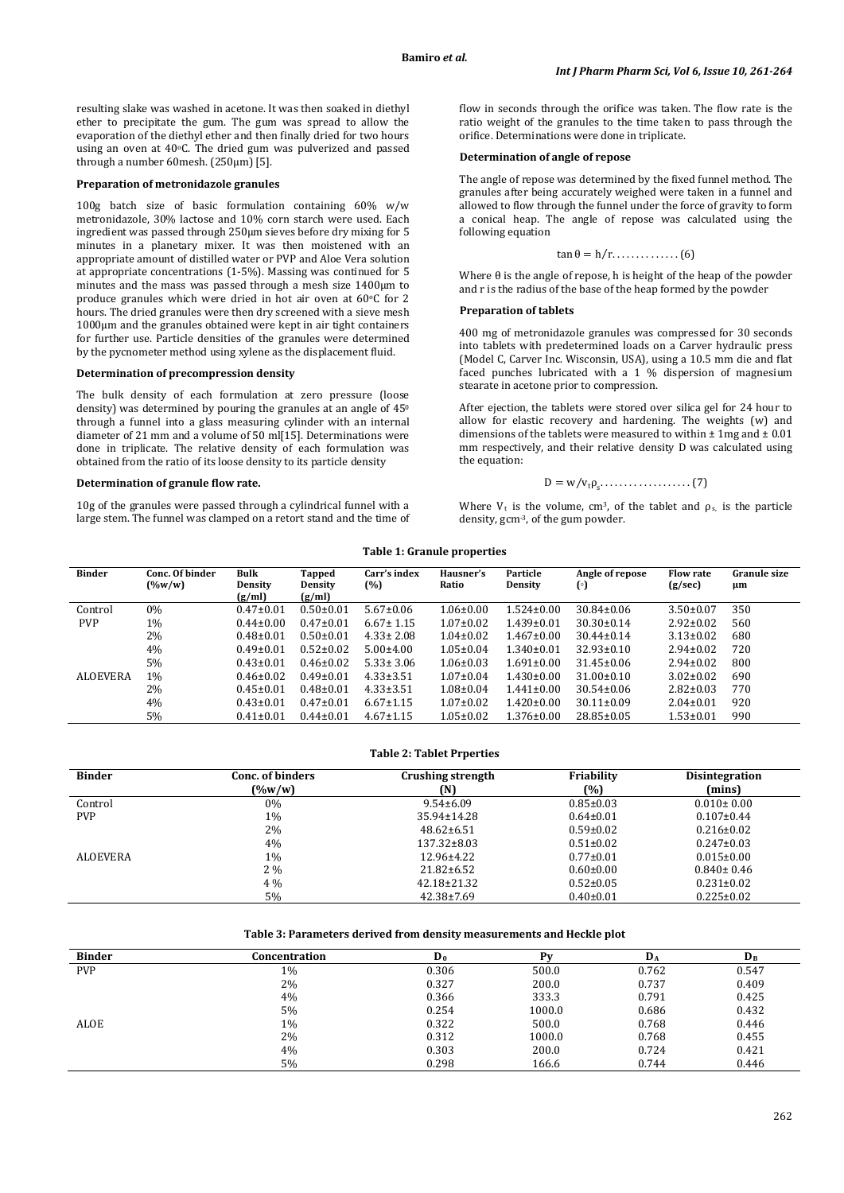resulting slake was washed in acetone. It was then soaked in diethyl ether to precipitate the gum. The gum was spread to allow the evaporation of the diethyl ether and then finally dried for two hours using an oven at 40°C. The dried gum was pulverized and passed through a number 60mesh. (250µm) [5].

### Preparation of metronidazole granules

100g batch size of basic formulation containing 60% w/w metronidazole, 30% lactose and 10% corn starch were used. Each ingredient was passed through 250µm sieves before dry mixing for 5 minutes in a planetary mixer. It was then moistened with an appropriate amount of distilled water or PVP and Aloe Vera solution at appropriate concentrations (1-5%). Massing was continued for 5 minutes and the mass was passed through a mesh size 1400µm to produce granules which were dried in hot air oven at 60°C for 2 hours. The dried granules were then dry screened with a sieve mesh 1000µm and the granules obtained were kept in air tight containers for further use. Particle densities of the granules were determined by the pycnometer method using xylene as the displacement fluid.

### Determination of precompression density

The bulk density of each formulation at zero pressure (loose density) was determined by pouring the granules at an angle of 45° through a funnel into a glass measuring cylinder with an internal diameter of 21 mm and a volume of 50 ml[15]. Determinations were done in triplicate. The relative density of each formulation was obtained from the ratio of its loose density to its particle density

### Determination of granule flow rate.

10g of the granules were passed through a cylindrical funnel with a large stem. The funnel was clamped on a retort stand and the time of flow in seconds through the orifice was taken. The flow rate is the ratio weight of the granules to the time taken to pass through the orifice. Determinations were done in triplicate.

### Determination of angle of repose

The angle of repose was determined by the fixed funnel method. The granules after being accurately weighed were taken in a funnel and allowed to flow through the funnel under the force of gravity to form a conical heap. The angle of repose was calculated using the following equation

$$\tan \theta = h/r \ldots\ldots\ldots\ldots\ldots (6)$$

Where θ is the angle of repose, h is height of the heap of the powder and r is the radius of the base of the heap formed by the powder

### Preparation of tablets

400 mg of metronidazole granules was compressed for 30 seconds into tablets with predetermined loads on a Carver hydraulic press (Model C, Carver Inc. Wisconsin, USA), using a 10.5 mm die and flat faced punches lubricated with a 1 % dispersion of magnesium stearate in acetone prior to compression.

After ejection, the tablets were stored over silica gel for 24 hour to allow for elastic recovery and hardening. The weights (w) and dimensions of the tablets were measured to within ± 1mg and ± 0.01 mm respectively, and their relative density D was calculated using the equation:

$$D = w/v_t\rho_s \ldots\ldots\ldots\ldots\ldots\ldots (7)$$

Where $V_t$ is the volume, $cm^3$, of the tablet and $\rho_s$ is the particle density, $gcm^{-3}$, of the gum powder.

**Table 1: Granule properties**

| Binder | Conc. Of binder (%w/w) | Bulk Density (g/ml) | Tapped Density (g/ml) | Carr's index (%) | Hausner's Ratio | Particle Density | Angle of repose (°) | Flow rate (g/sec) | Granule size µm |
|---|---|---|---|---|---|---|---|---|---|
| Control | 0% | 0.47±0.01 | 0.50±0.01 | 5.67±0.06 | 1.06±0.00 | 1.524±0.00 | 30.84±0.06 | 3.50±0.07 | 350 |
| PVP | 1% | 0.44±0.00 | 0.47±0.01 | 6.67± 1.15 | 1.07±0.02 | 1.439±0.01 | 30.30±0.14 | 2.92±0.02 | 560 |
| | 2% | 0.48±0.01 | 0.50±0.01 | 4.33± 2.08 | 1.04±0.02 | 1.467±0.00 | 30.44±0.14 | 3.13±0.02 | 680 |
| | 4% | 0.49±0.01 | 0.52±0.02 | 5.00±4.00 | 1.05±0.04 | 1.340±0.01 | 32.93±0.10 | 2.94±0.02 | 720 |
| | 5% | 0.43±0.01 | 0.46±0.02 | 5.33± 3.06 | 1.06±0.03 | 1.691±0.00 | 31.45±0.06 | 2.94±0.02 | 800 |
| ALOEVERA | 1% | 0.46±0.02 | 0.49±0.01 | 4.33±3.51 | 1.07±0.04 | 1.430±0.00 | 31.00±0.10 | 3.02±0.02 | 690 |
| | 2% | 0.45±0.01 | 0.48±0.01 | 4.33±3.51 | 1.08±0.04 | 1.441±0.00 | 30.54±0.06 | 2.82±0.03 | 770 |
| | 4% | 0.43±0.01 | 0.47±0.01 | 6.67±1.15 | 1.07±0.02 | 1.420±0.00 | 30.11±0.09 | 2.04±0.01 | 920 |
| | 5% | 0.41±0.01 | 0.44±0.01 | 4.67±1.15 | 1.05±0.02 | 1.376±0.00 | 28.85±0.05 | 1.53±0.01 | 990 |

**Table 2: Tablet Prperties**

| Binder | Conc. of binders (%w/w) | Crushing strength (N) | Friability (%) | Disintegration (mins) |
|---|---|---|---|---|
| Control | 0% | 9.54±6.09 | 0.85±0.03 | 0.010± 0.00 |
| PVP | 1% | 35.94±14.28 | 0.64±0.01 | 0.107±0.44 |
| | 2% | 48.62±6.51 | 0.59±0.02 | 0.216±0.02 |
| | 4% | 137.32±8.03 | 0.51±0.02 | 0.247±0.03 |
| ALOEVERA | 1% | 12.96±4.22 | 0.77±0.01 | 0.015±0.00 |
| | 2 % | 21.82±6.52 | 0.60±0.00 | 0.840± 0.46 |
| | 4 % | 42.18±21.32 | 0.52±0.05 | 0.231±0.02 |
| | 5% | 42.38±7.69 | 0.40±0.01 | 0.225±0.02 |

**Table 3: Parameters derived from density measurements and Heckle plot**

| Binder | Concentration | $D_0$ | Py | $D_A$ | $D_B$ |
|---|---|---|---|---|---|
| PVP | 1% | 0.306 | 500.0 | 0.762 | 0.547 |
| | 2% | 0.327 | 200.0 | 0.737 | 0.409 |
| | 4% | 0.366 | 333.3 | 0.791 | 0.425 |
| | 5% | 0.254 | 1000.0 | 0.686 | 0.432 |
| ALOE | 1% | 0.322 | 500.0 | 0.768 | 0.446 |
| | 2% | 0.312 | 1000.0 | 0.768 | 0.455 |
| | 4% | 0.303 | 200.0 | 0.724 | 0.421 |
| | 5% | 0.298 | 166.6 | 0.744 | 0.446 |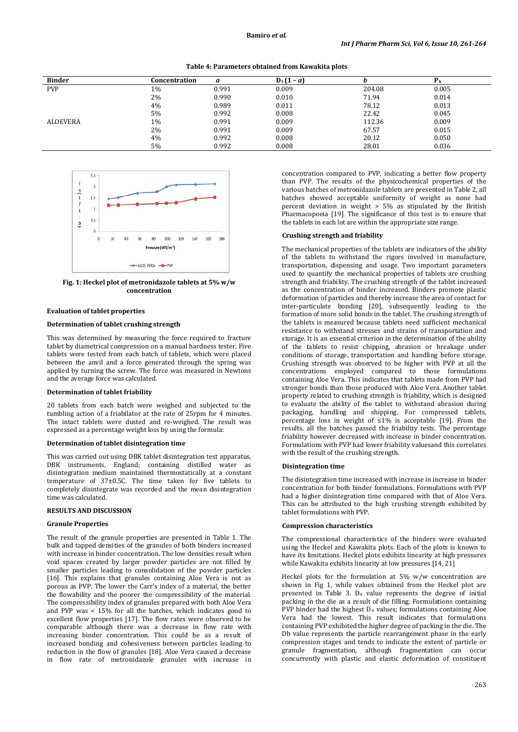**Table 4: Parameters obtained from Kawakita plots**

| Binder | Concentration | $a$ | $D_I\,(1-a)$ | $b$ | $P_k$ |
|---|---|---|---|---|---|
| PVP | 1% | 0.991 | 0.009 | 204.08 | 0.005 |
| | 2% | 0.990 | 0.010 | 71.94 | 0.014 |
| | 4% | 0.989 | 0.011 | 78.12 | 0.013 |
| | 5% | 0.992 | 0.008 | 22.42 | 0.045 |
| ALOEVERA | 1% | 0.991 | 0.009 | 112.36 | 0.009 |
| | 2% | 0.991 | 0.009 | 67.57 | 0.015 |
| | 4% | 0.992 | 0.008 | 20.12 | 0.050 |
| | 5% | 0.992 | 0.008 | 28.01 | 0.036 |

**Fig. 1: Heckel plot of metronidazole tablets at 5% w/w concentration**

### Evaluation of tablet properties

#### Determination of tablet crushing strength

This was determined by measuring the force required to fracture tablet by diametrical compression on a manual hardness tester. Five tablets were tested from each batch of tablets, which were placed between the anvil and a force generated through the spring was applied by turning the screw. The force was measured in Newtons and the average force was calculated.

#### Determination of tablet friability

20 tablets from each batch were weighed and subjected to the tumbling action of a friabilator at the rate of 25rpm for 4 minutes. The intact tablets were dusted and re-weighed. The result was expressed as a percentage weight loss by using the formula:

#### Determination of tablet disintegration time

This was carried out using DBK tablet disintegration test apparatus, DBK instruments, England; containing distilled water as disintegration medium maintained thermostatically at a constant temperature of 37±0.5C. The time taken for five tablets to completely disintegrate was recorded and the mean disintegration time was calculated.

## RESULTS AND DISCUSSION

### Granule Properties

The result of the granule properties are presented in Table 1. The bulk and tapped densities of the granules of both binders increased with increase in binder concentration. The low densities result when void spaces created by larger powder particles are not filled by smaller particles leading to consolidation of the powder particles [16]. This explains that granules containing Aloe Vera is not as porous as PVP. The lower the Carr's index of a material, the better the flowability and the poorer the compressibility of the material. The compressibility index of granules prepared with both Aloe Vera and PVP was < 15% for all the batches, which indicates good to excellent flow properties [17]. The flow rates were observed to be comparable although there was a decrease in flow rate with increasing binder concentration. This could be as a result of increased bonding and cohesiveness between particles leading to reduction in the flow of granules [18]. Aloe Vera caused a decrease in flow rate of metronidazole granules with increase in concentration compared to PVP, indicating a better flow property than PVP. The results of the physicochemical properties of the various batches of metronidazole tablets are presented in Table 2, all batches showed acceptable uniformity of weight as none had percent deviation in weight > 5% as stipulated by the British Pharmacopoeia [19]. The significance of this test is to ensure that the tablets in each lot are within the appropriate size range.

### Crushing strength and friability

The mechanical properties of the tablets are indicators of the ability of the tablets to withstand the rigors involved in manufacture, transportation, dispensing and usage. Two important parameters used to quantify the mechanical properties of tablets are crushing strength and friability. The crushing strength of the tablet increased as the concentration of binder increased. Binders promote plastic deformation of particles and thereby increase the area of contact for inter-particulate bonding [20], subsequently leading to the formation of more solid bonds in the tablet. The crushing strength of the tablets is measured because tablets need sufficient mechanical resistance to withstand stresses and strains of transportation and storage. It is an essential criterion in the determination of the ability of the tablets to resist chipping, abrasion or breakage under conditions of storage, transportation and handling before storage. Crushing strength was observed to be higher with PVP at all the concentrations employed compared to those formulations containing Aloe Vera. This indicates that tablets made from PVP had stronger bonds than those produced with Aloe Vera. Another tablet property related to crushing strength is friability, which is designed to evaluate the ability of the tablet to withstand abrasion during packaging, handling and shipping. For compressed tablets, percentage loss in weight of ≤1% is acceptable [19]. From the results, all the batches passed the friability tests. The percentage friability however decreased with increase in binder concentration. Formulations with PVP had lower friability valuesand this correlates with the result of the crushing strength.

### Disintegration time

The disintegration time increased with increase in increase in binder concentration for both binder formulations. Formulations with PVP had a higher disintegration time compared with that of Aloe Vera. This can be attributed to the high crushing strength exhibited by tablet formulations with PVP.

### Compression characteristics

The compressional characteristics of the binders were evaluated using the Heckel and Kawakita plots. Each of the plots is known to have its limitations. Heckel plots exhibits linearity at high pressures while Kawakita exhibits linearity at low pressures [14, 21]

Heckel plots for the formulation at 5% w/w concentration are shown in Fig 1, while values obtained from the Heckel plot are presented in Table 3. $D_0$ value represents the degree of initial packing in the die as a result of die filling. Formulations containing PVP binder had the highest $D_0$ values; formulations containing Aloe Vera had the lowest. This result indicates that formulations containing PVP exhibited the higher degree of packing in the die. The Db value represents the particle rearrangement phase in the early compression stages and tends to indicate the extent of particle or granule fragmentation, although fragmentation can occur concurrently with plastic and elastic deformation of constituent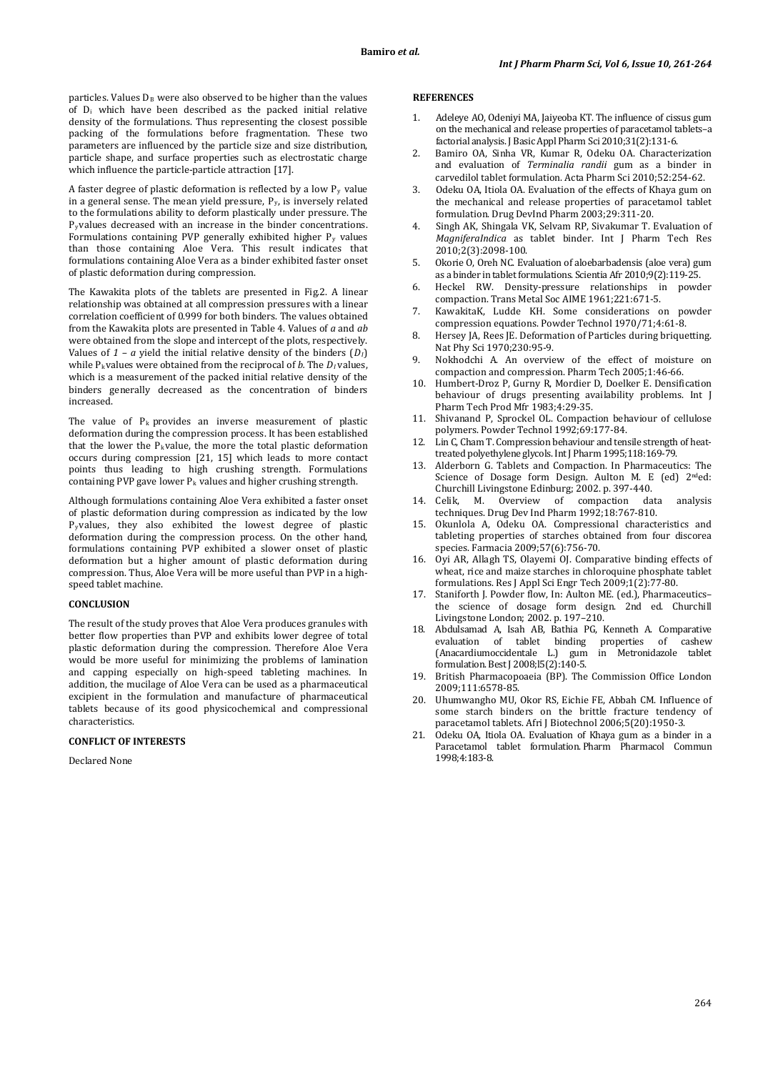particles. Values $D_B$ were also observed to be higher than the values of $D_i$ which have been described as the packed initial relative density of the formulations. Thus representing the closest possible packing of the formulations before fragmentation. These two parameters are influenced by the particle size and size distribution, particle shape, and surface properties such as electrostatic charge which influence the particle-particle attraction [17].

A faster degree of plastic deformation is reflected by a low $P_y$ value in a general sense. The mean yield pressure, $P_y$, is inversely related to the formulations ability to deform plastically under pressure. The $P_y$ values decreased with an increase in the binder concentrations. Formulations containing PVP generally exhibited higher $P_y$ values than those containing Aloe Vera. This result indicates that formulations containing Aloe Vera as a binder exhibited faster onset of plastic deformation during compression.

The Kawakita plots of the tablets are presented in Fig.2. A linear relationship was obtained at all compression pressures with a linear correlation coefficient of 0.999 for both binders. The values obtained from the Kawakita plots are presented in Table 4. Values of *a* and *ab* were obtained from the slope and intercept of the plots, respectively. Values of $1 - a$ yield the initial relative density of the binders ($D_I$) while $P_k$ values were obtained from the reciprocal of *b*. The $D_I$ values, which is a measurement of the packed initial relative density of the binders generally decreased as the concentration of binders increased.

The value of $P_k$ provides an inverse measurement of plastic deformation during the compression process. It has been established that the lower the $P_k$ value, the more the total plastic deformation occurs during compression [21, 15] which leads to more contact points thus leading to high crushing strength. Formulations containing PVP gave lower $P_k$ values and higher crushing strength.

Although formulations containing Aloe Vera exhibited a faster onset of plastic deformation during compression as indicated by the low $P_y$ values, they also exhibited the lowest degree of plastic deformation during the compression process. On the other hand, formulations containing PVP exhibited a slower onset of plastic deformation but a higher amount of plastic deformation during compression. Thus, Aloe Vera will be more useful than PVP in a high-speed tablet machine.

## CONCLUSION

The result of the study proves that Aloe Vera produces granules with better flow properties than PVP and exhibits lower degree of total plastic deformation during the compression. Therefore Aloe Vera would be more useful for minimizing the problems of lamination and capping especially on high-speed tableting machines. In addition, the mucilage of Aloe Vera can be used as a pharmaceutical excipient in the formulation and manufacture of pharmaceutical tablets because of its good physicochemical and compressional characteristics.

## CONFLICT OF INTERESTS

Declared None

## REFERENCES

1. Adeleye AO, Odeniyi MA, Jaiyeoba KT. The influence of cissus gum on the mechanical and release properties of paracetamol tablets–a factorial analysis. J Basic Appl Pharm Sci 2010;31(2):131-6.
2. Bamiro OA, Sinha VR, Kumar R, Odeku OA. Characterization and evaluation of *Terminalia randii* gum as a binder in carvedilol tablet formulation. Acta Pharm Sci 2010;52:254-62.
3. Odeku OA, Itiola OA. Evaluation of the effects of Khaya gum on the mechanical and release properties of paracetamol tablet formulation. Drug DevInd Pharm 2003;29:311-20.
4. Singh AK, Shingala VK, Selvam RP, Sivakumar T. Evaluation of *MagniferaIndica* as tablet binder. Int J Pharm Tech Res 2010;2(3):2098-100.
5. Okorie O, Oreh NC. Evaluation of aloebarbadensis (aloe vera) gum as a binder in tablet formulations. Scientia Afr 2010;9(2):119-25.
6. Heckel RW. Density-pressure relationships in powder compaction. Trans Metal Soc AIME 1961;221:671-5.
7. KawakitaK, Ludde KH. Some considerations on powder compression equations. Powder Technol 1970/71;4:61-8.
8. Hersey JA, Rees JE. Deformation of Particles during briquetting. Nat Phy Sci 1970;230:95-9.
9. Nokhodchi A. An overview of the effect of moisture on compaction and compression. Pharm Tech 2005;1:46-66.
10. Humbert-Droz P, Gurny R, Mordier D, Doelker E. Densification behaviour of drugs presenting availability problems. Int J Pharm Tech Prod Mfr 1983;4:29-35.
11. Shivanand P, Sprockel OL. Compaction behaviour of cellulose polymers. Powder Technol 1992;69:177-84.
12. Lin C, Cham T. Compression behaviour and tensile strength of heat-treated polyethylene glycols. Int J Pharm 1995;118:169-79.
13. Alderborn G. Tablets and Compaction. In Pharmaceutics: The Science of Dosage form Design. Aulton M. E (ed) 2nd ed: Churchill Livingstone Edinburg; 2002. p. 397-440.
14. Celik, M. Overview of compaction data analysis techniques. Drug Dev Ind Pharm 1992;18:767-810.
15. Okunlola A, Odeku OA. Compressional characteristics and tableting properties of starches obtained from four discorea species. Farmacia 2009;57(6):756-70.
16. Oyi AR, Allagh TS, Olayemi OJ. Comparative binding effects of wheat, rice and maize starches in chloroquine phosphate tablet formulations. Res J Appl Sci Engr Tech 2009;1(2):77-80.
17. Staniforth J. Powder flow, In: Aulton ME. (ed.), Pharmaceutics–the science of dosage form design. 2nd ed. Churchill Livingstone London; 2002. p. 197–210.
18. Abdulsamad A, Isah AB, Bathia PG, Kenneth A. Comparative evaluation of tablet binding properties of cashew (Anacardiumoccidentale L.) gum in Metronidazole tablet formulation. Best J 2008;l5(2):140-5.
19. British Pharmacopoaeia (BP). The Commission Office London 2009;111:6578-85.
20. Uhumwangho MU, Okor RS, Eichie FE, Abbah CM. Influence of some starch binders on the brittle fracture tendency of paracetamol tablets. Afri J Biotechnol 2006;5(20):1950-3.
21. Odeku OA, Itiola OA. Evaluation of Khaya gum as a binder in a Paracetamol tablet formulation. Pharm Pharmacol Commun 1998;4:183-8.